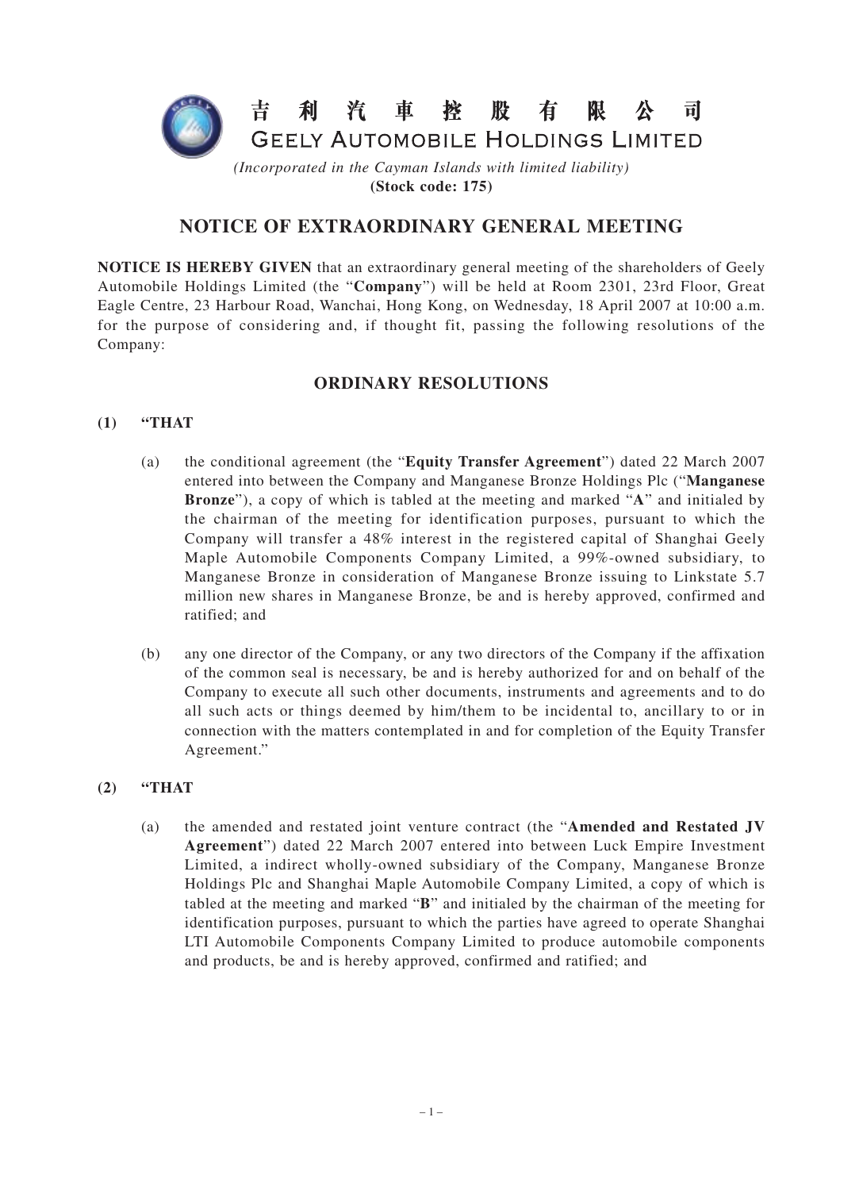# 吉利汽車控股有限公司
# GEELY AUTOMOBILE HOLDINGS LIMITED

*(Incorporated in the Cayman Islands with limited liability)*
**(Stock code: 175)**

## NOTICE OF EXTRAORDINARY GENERAL MEETING

**NOTICE IS HEREBY GIVEN** that an extraordinary general meeting of the shareholders of Geely Automobile Holdings Limited (the "**Company**") will be held at Room 2301, 23rd Floor, Great Eagle Centre, 23 Harbour Road, Wanchai, Hong Kong, on Wednesday, 18 April 2007 at 10:00 a.m. for the purpose of considering and, if thought fit, passing the following resolutions of the Company:

## ORDINARY RESOLUTIONS

**(1) "THAT**

(a) the conditional agreement (the "**Equity Transfer Agreement**") dated 22 March 2007 entered into between the Company and Manganese Bronze Holdings Plc ("**Manganese Bronze**"), a copy of which is tabled at the meeting and marked "**A**" and initialed by the chairman of the meeting for identification purposes, pursuant to which the Company will transfer a 48% interest in the registered capital of Shanghai Geely Maple Automobile Components Company Limited, a 99%-owned subsidiary, to Manganese Bronze in consideration of Manganese Bronze issuing to Linkstate 5.7 million new shares in Manganese Bronze, be and is hereby approved, confirmed and ratified; and

(b) any one director of the Company, or any two directors of the Company if the affixation of the common seal is necessary, be and is hereby authorized for and on behalf of the Company to execute all such other documents, instruments and agreements and to do all such acts or things deemed by him/them to be incidental to, ancillary to or in connection with the matters contemplated in and for completion of the Equity Transfer Agreement."

**(2) "THAT**

(a) the amended and restated joint venture contract (the "**Amended and Restated JV Agreement**") dated 22 March 2007 entered into between Luck Empire Investment Limited, a indirect wholly-owned subsidiary of the Company, Manganese Bronze Holdings Plc and Shanghai Maple Automobile Company Limited, a copy of which is tabled at the meeting and marked "**B**" and initialed by the chairman of the meeting for identification purposes, pursuant to which the parties have agreed to operate Shanghai LTI Automobile Components Company Limited to produce automobile components and products, be and is hereby approved, confirmed and ratified; and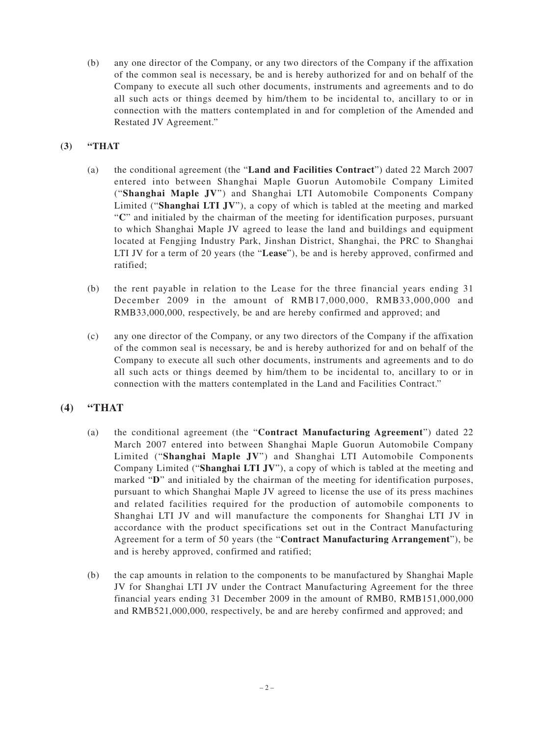(b) any one director of the Company, or any two directors of the Company if the affixation of the common seal is necessary, be and is hereby authorized for and on behalf of the Company to execute all such other documents, instruments and agreements and to do all such acts or things deemed by him/them to be incidental to, ancillary to or in connection with the matters contemplated in and for completion of the Amended and Restated JV Agreement."

**(3) "THAT**

(a) the conditional agreement (the "**Land and Facilities Contract**") dated 22 March 2007 entered into between Shanghai Maple Guorun Automobile Company Limited ("**Shanghai Maple JV**") and Shanghai LTI Automobile Components Company Limited ("**Shanghai LTI JV**"), a copy of which is tabled at the meeting and marked "**C**" and initialed by the chairman of the meeting for identification purposes, pursuant to which Shanghai Maple JV agreed to lease the land and buildings and equipment located at Fengjing Industry Park, Jinshan District, Shanghai, the PRC to Shanghai LTI JV for a term of 20 years (the "**Lease**"), be and is hereby approved, confirmed and ratified;

(b) the rent payable in relation to the Lease for the three financial years ending 31 December 2009 in the amount of RMB17,000,000, RMB33,000,000 and RMB33,000,000, respectively, be and are hereby confirmed and approved; and

(c) any one director of the Company, or any two directors of the Company if the affixation of the common seal is necessary, be and is hereby authorized for and on behalf of the Company to execute all such other documents, instruments and agreements and to do all such acts or things deemed by him/them to be incidental to, ancillary to or in connection with the matters contemplated in the Land and Facilities Contract."

**(4) "THAT**

(a) the conditional agreement (the "**Contract Manufacturing Agreement**") dated 22 March 2007 entered into between Shanghai Maple Guorun Automobile Company Limited ("**Shanghai Maple JV**") and Shanghai LTI Automobile Components Company Limited ("**Shanghai LTI JV**"), a copy of which is tabled at the meeting and marked "**D**" and initialed by the chairman of the meeting for identification purposes, pursuant to which Shanghai Maple JV agreed to license the use of its press machines and related facilities required for the production of automobile components to Shanghai LTI JV and will manufacture the components for Shanghai LTI JV in accordance with the product specifications set out in the Contract Manufacturing Agreement for a term of 50 years (the "**Contract Manufacturing Arrangement**"), be and is hereby approved, confirmed and ratified;

(b) the cap amounts in relation to the components to be manufactured by Shanghai Maple JV for Shanghai LTI JV under the Contract Manufacturing Agreement for the three financial years ending 31 December 2009 in the amount of RMB0, RMB151,000,000 and RMB521,000,000, respectively, be and are hereby confirmed and approved; and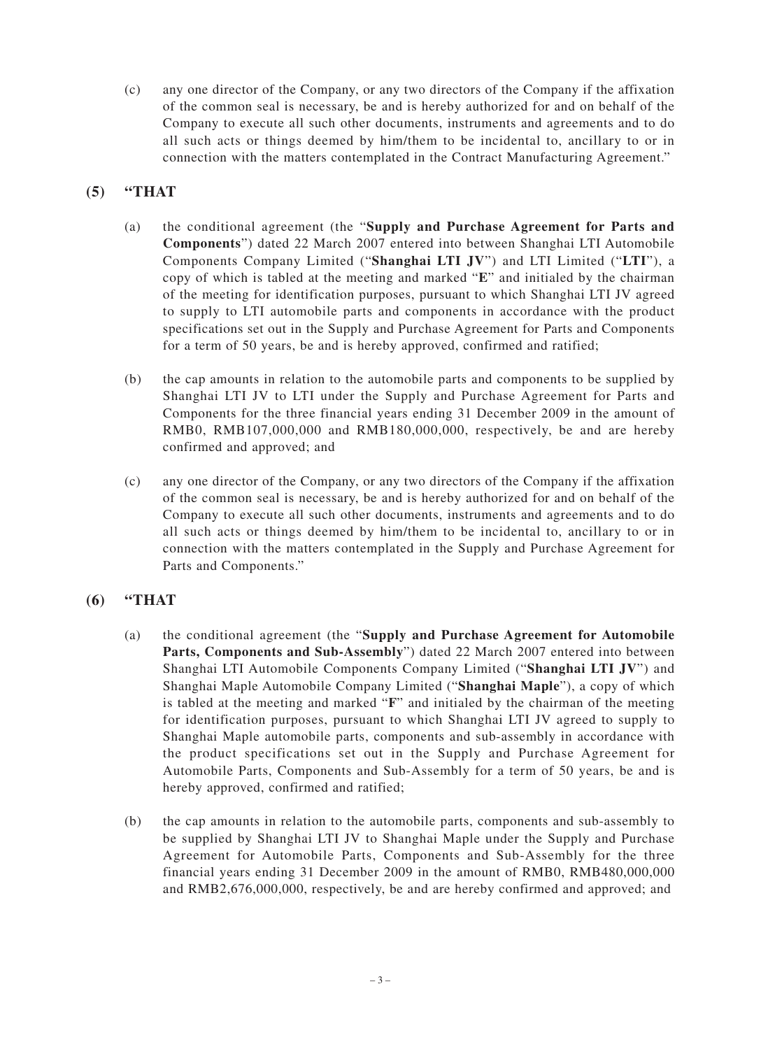(c) any one director of the Company, or any two directors of the Company if the affixation of the common seal is necessary, be and is hereby authorized for and on behalf of the Company to execute all such other documents, instruments and agreements and to do all such acts or things deemed by him/them to be incidental to, ancillary to or in connection with the matters contemplated in the Contract Manufacturing Agreement."

**(5) "THAT**

(a) the conditional agreement (the "**Supply and Purchase Agreement for Parts and Components**") dated 22 March 2007 entered into between Shanghai LTI Automobile Components Company Limited ("**Shanghai LTI JV**") and LTI Limited ("**LTI**"), a copy of which is tabled at the meeting and marked "**E**" and initialed by the chairman of the meeting for identification purposes, pursuant to which Shanghai LTI JV agreed to supply to LTI automobile parts and components in accordance with the product specifications set out in the Supply and Purchase Agreement for Parts and Components for a term of 50 years, be and is hereby approved, confirmed and ratified;

(b) the cap amounts in relation to the automobile parts and components to be supplied by Shanghai LTI JV to LTI under the Supply and Purchase Agreement for Parts and Components for the three financial years ending 31 December 2009 in the amount of RMB0, RMB107,000,000 and RMB180,000,000, respectively, be and are hereby confirmed and approved; and

(c) any one director of the Company, or any two directors of the Company if the affixation of the common seal is necessary, be and is hereby authorized for and on behalf of the Company to execute all such other documents, instruments and agreements and to do all such acts or things deemed by him/them to be incidental to, ancillary to or in connection with the matters contemplated in the Supply and Purchase Agreement for Parts and Components."

**(6) "THAT**

(a) the conditional agreement (the "**Supply and Purchase Agreement for Automobile Parts, Components and Sub-Assembly**") dated 22 March 2007 entered into between Shanghai LTI Automobile Components Company Limited ("**Shanghai LTI JV**") and Shanghai Maple Automobile Company Limited ("**Shanghai Maple**"), a copy of which is tabled at the meeting and marked "**F**" and initialed by the chairman of the meeting for identification purposes, pursuant to which Shanghai LTI JV agreed to supply to Shanghai Maple automobile parts, components and sub-assembly in accordance with the product specifications set out in the Supply and Purchase Agreement for Automobile Parts, Components and Sub-Assembly for a term of 50 years, be and is hereby approved, confirmed and ratified;

(b) the cap amounts in relation to the automobile parts, components and sub-assembly to be supplied by Shanghai LTI JV to Shanghai Maple under the Supply and Purchase Agreement for Automobile Parts, Components and Sub-Assembly for the three financial years ending 31 December 2009 in the amount of RMB0, RMB480,000,000 and RMB2,676,000,000, respectively, be and are hereby confirmed and approved; and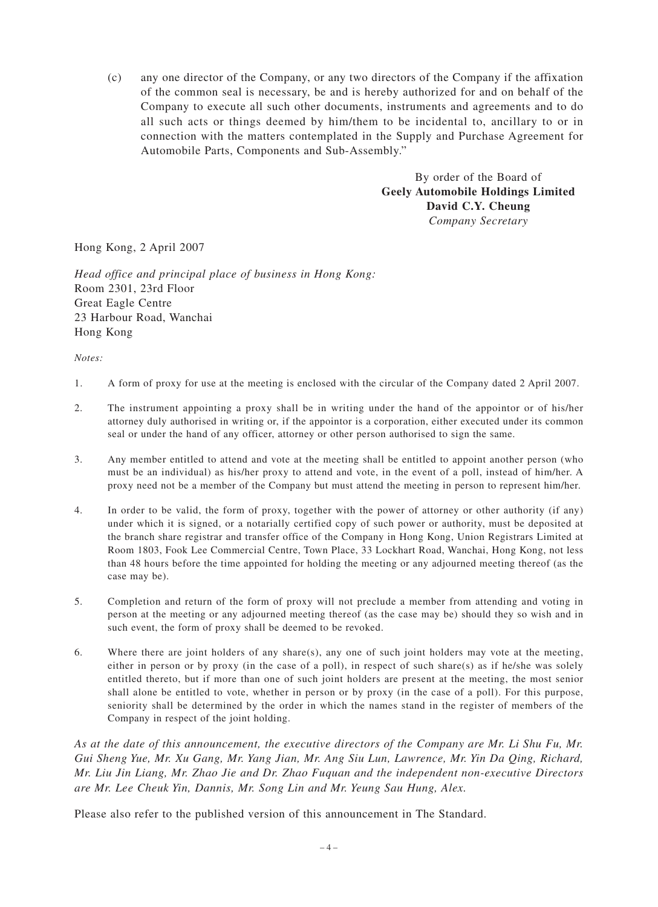(c) any one director of the Company, or any two directors of the Company if the affixation of the common seal is necessary, be and is hereby authorized for and on behalf of the Company to execute all such other documents, instruments and agreements and to do all such acts or things deemed by him/them to be incidental to, ancillary to or in connection with the matters contemplated in the Supply and Purchase Agreement for Automobile Parts, Components and Sub-Assembly."

By order of the Board of
**Geely Automobile Holdings Limited**
**David C.Y. Cheung**
*Company Secretary*

Hong Kong, 2 April 2007

*Head office and principal place of business in Hong Kong:*
Room 2301, 23rd Floor
Great Eagle Centre
23 Harbour Road, Wanchai
Hong Kong

*Notes:*

1. A form of proxy for use at the meeting is enclosed with the circular of the Company dated 2 April 2007.

2. The instrument appointing a proxy shall be in writing under the hand of the appointor or of his/her attorney duly authorised in writing or, if the appointor is a corporation, either executed under its common seal or under the hand of any officer, attorney or other person authorised to sign the same.

3. Any member entitled to attend and vote at the meeting shall be entitled to appoint another person (who must be an individual) as his/her proxy to attend and vote, in the event of a poll, instead of him/her. A proxy need not be a member of the Company but must attend the meeting in person to represent him/her.

4. In order to be valid, the form of proxy, together with the power of attorney or other authority (if any) under which it is signed, or a notarially certified copy of such power or authority, must be deposited at the branch share registrar and transfer office of the Company in Hong Kong, Union Registrars Limited at Room 1803, Fook Lee Commercial Centre, Town Place, 33 Lockhart Road, Wanchai, Hong Kong, not less than 48 hours before the time appointed for holding the meeting or any adjourned meeting thereof (as the case may be).

5. Completion and return of the form of proxy will not preclude a member from attending and voting in person at the meeting or any adjourned meeting thereof (as the case may be) should they so wish and in such event, the form of proxy shall be deemed to be revoked.

6. Where there are joint holders of any share(s), any one of such joint holders may vote at the meeting, either in person or by proxy (in the case of a poll), in respect of such share(s) as if he/she was solely entitled thereto, but if more than one of such joint holders are present at the meeting, the most senior shall alone be entitled to vote, whether in person or by proxy (in the case of a poll). For this purpose, seniority shall be determined by the order in which the names stand in the register of members of the Company in respect of the joint holding.

*As at the date of this announcement, the executive directors of the Company are Mr. Li Shu Fu, Mr. Gui Sheng Yue, Mr. Xu Gang, Mr. Yang Jian, Mr. Ang Siu Lun, Lawrence, Mr. Yin Da Qing, Richard, Mr. Liu Jin Liang, Mr. Zhao Jie and Dr. Zhao Fuquan and the independent non-executive Directors are Mr. Lee Cheuk Yin, Dannis, Mr. Song Lin and Mr. Yeung Sau Hung, Alex.*

Please also refer to the published version of this announcement in The Standard.